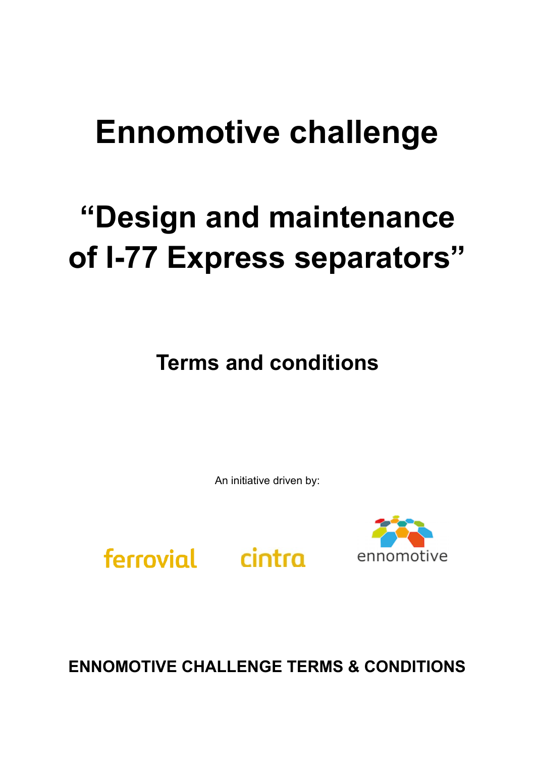# Ennomotive challenge

# "Design and maintenance of I-77 Express separators"

## Terms and conditions

An initiative driven by:

ferrovial cintra ennomotive

**ENNOMOTIVE CHALLENGE TERMS & CONDITIONS**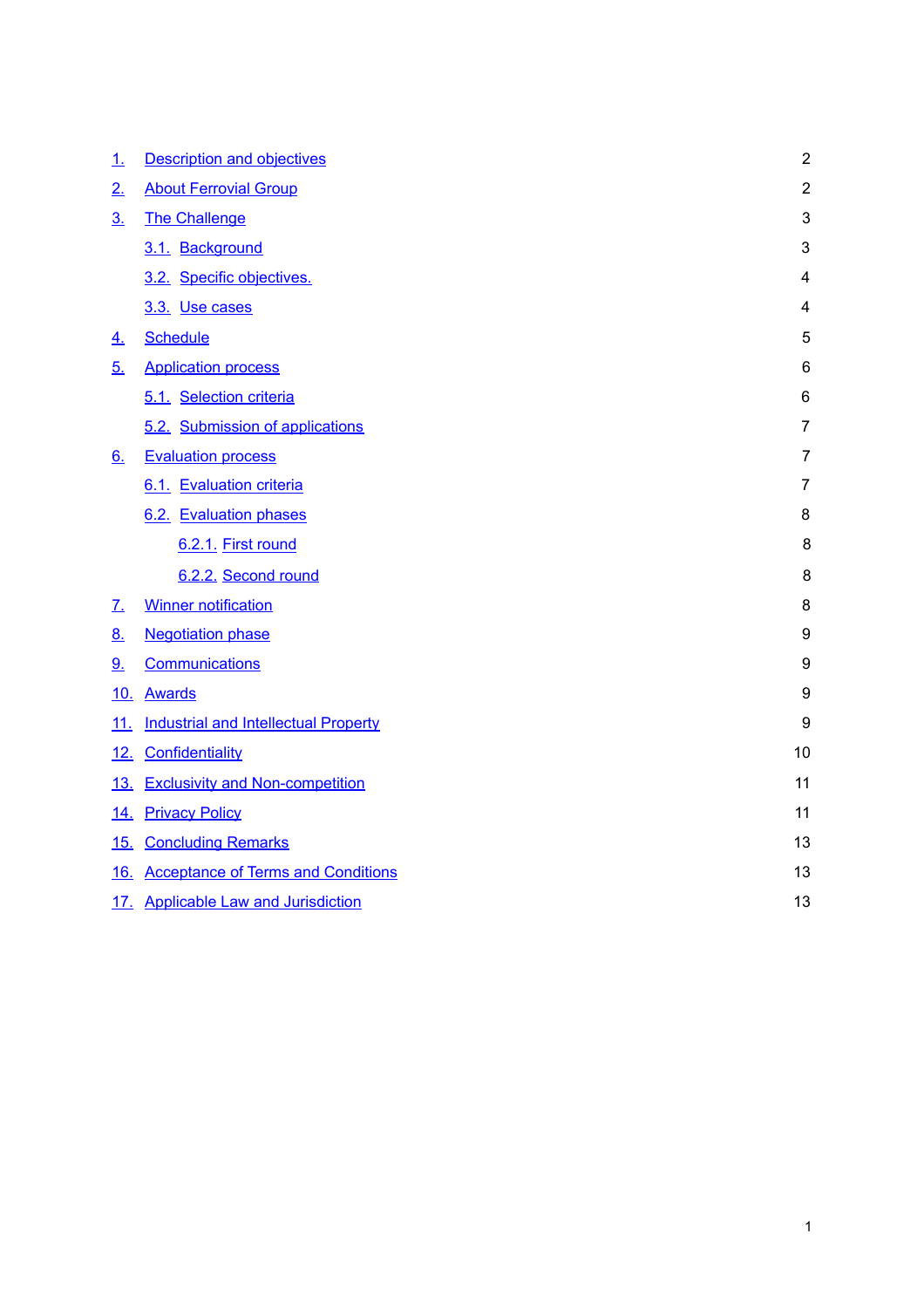1. Description and objectives 2
2. About Ferrovial Group 2
3. The Challenge 3
   - 3.1. Background 3
   - 3.2. Specific objectives. 4
   - 3.3. Use cases 4
4. Schedule 5
5. Application process 6
   - 5.1. Selection criteria 6
   - 5.2. Submission of applications 7
6. Evaluation process 7
   - 6.1. Evaluation criteria 7
   - 6.2. Evaluation phases 8
     - 6.2.1. First round 8
     - 6.2.2. Second round 8
7. Winner notification 8
8. Negotiation phase 9
9. Communications 9
10. Awards 9
11. Industrial and Intellectual Property 9
12. Confidentiality 10
13. Exclusivity and Non-competition 11
14. Privacy Policy 11
15. Concluding Remarks 13
16. Acceptance of Terms and Conditions 13
17. Applicable Law and Jurisdiction 13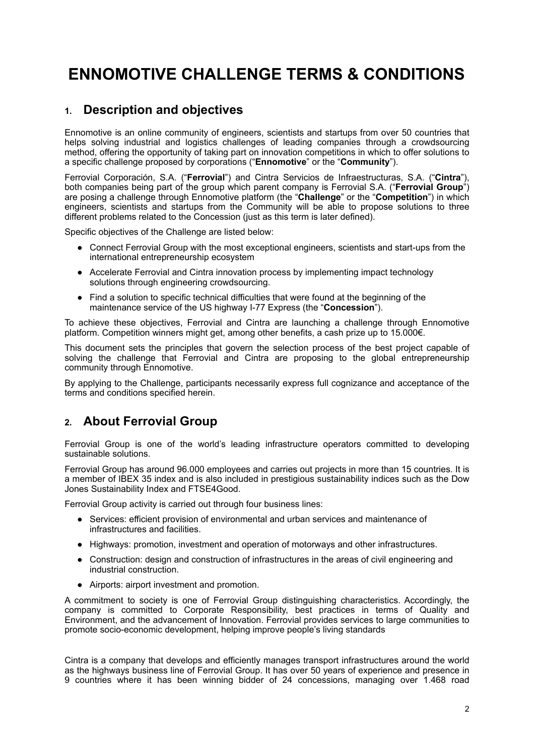# ENNOMOTIVE CHALLENGE TERMS & CONDITIONS

## 1. Description and objectives

Ennomotive is an online community of engineers, scientists and startups from over 50 countries that helps solving industrial and logistics challenges of leading companies through a crowdsourcing method, offering the opportunity of taking part on innovation competitions in which to offer solutions to a specific challenge proposed by corporations ("**Ennomotive**" or the "**Community**").

Ferrovial Corporación, S.A. ("**Ferrovial**") and Cintra Servicios de Infraestructuras, S.A. ("**Cintra**"), both companies being part of the group which parent company is Ferrovial S.A. ("**Ferrovial Group**") are posing a challenge through Ennomotive platform (the "**Challenge**" or the "**Competition**") in which engineers, scientists and startups from the Community will be able to propose solutions to three different problems related to the Concession (just as this term is later defined).

Specific objectives of the Challenge are listed below:

- Connect Ferrovial Group with the most exceptional engineers, scientists and start-ups from the international entrepreneurship ecosystem
- Accelerate Ferrovial and Cintra innovation process by implementing impact technology solutions through engineering crowdsourcing.
- Find a solution to specific technical difficulties that were found at the beginning of the maintenance service of the US highway I-77 Express (the "**Concession**").

To achieve these objectives, Ferrovial and Cintra are launching a challenge through Ennomotive platform. Competition winners might get, among other benefits, a cash prize up to 15.000€.

This document sets the principles that govern the selection process of the best project capable of solving the challenge that Ferrovial and Cintra are proposing to the global entrepreneurship community through Ennomotive.

By applying to the Challenge, participants necessarily express full cognizance and acceptance of the terms and conditions specified herein.

## 2. About Ferrovial Group

Ferrovial Group is one of the world's leading infrastructure operators committed to developing sustainable solutions.

Ferrovial Group has around 96.000 employees and carries out projects in more than 15 countries. It is a member of IBEX 35 index and is also included in prestigious sustainability indices such as the Dow Jones Sustainability Index and FTSE4Good.

Ferrovial Group activity is carried out through four business lines:

- Services: efficient provision of environmental and urban services and maintenance of infrastructures and facilities.
- Highways: promotion, investment and operation of motorways and other infrastructures.
- Construction: design and construction of infrastructures in the areas of civil engineering and industrial construction.
- Airports: airport investment and promotion.

A commitment to society is one of Ferrovial Group distinguishing characteristics. Accordingly, the company is committed to Corporate Responsibility, best practices in terms of Quality and Environment, and the advancement of Innovation. Ferrovial provides services to large communities to promote socio-economic development, helping improve people's living standards

Cintra is a company that develops and efficiently manages transport infrastructures around the world as the highways business line of Ferrovial Group. It has over 50 years of experience and presence in 9 countries where it has been winning bidder of 24 concessions, managing over 1.468 road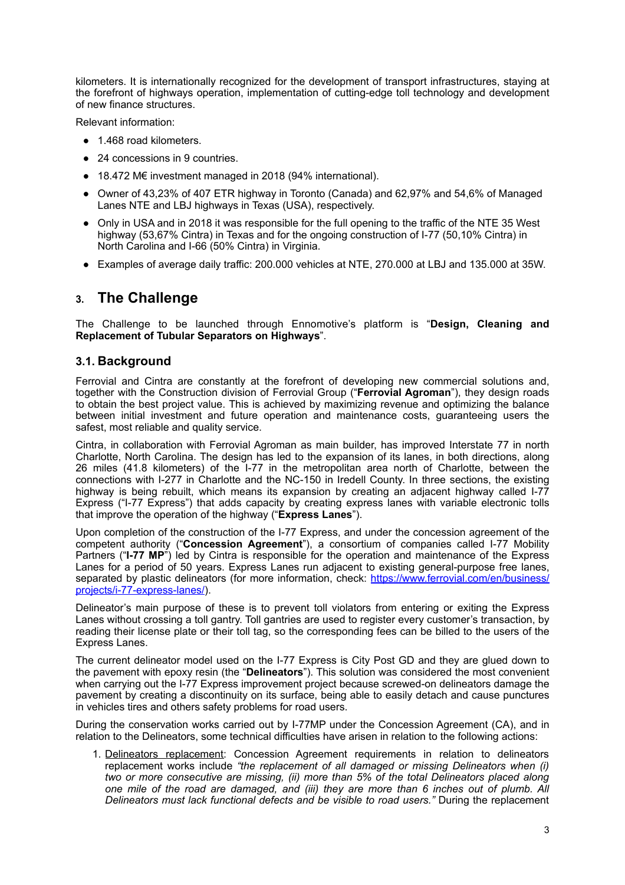kilometers. It is internationally recognized for the development of transport infrastructures, staying at the forefront of highways operation, implementation of cutting-edge toll technology and development of new finance structures.

Relevant information:

- 1.468 road kilometers.
- 24 concessions in 9 countries.
- 18.472 M€ investment managed in 2018 (94% international).
- Owner of 43,23% of 407 ETR highway in Toronto (Canada) and 62,97% and 54,6% of Managed Lanes NTE and LBJ highways in Texas (USA), respectively.
- Only in USA and in 2018 it was responsible for the full opening to the traffic of the NTE 35 West highway (53,67% Cintra) in Texas and for the ongoing construction of I-77 (50,10% Cintra) in North Carolina and I-66 (50% Cintra) in Virginia.
- Examples of average daily traffic: 200.000 vehicles at NTE, 270.000 at LBJ and 135.000 at 35W.

## 3. The Challenge

The Challenge to be launched through Ennomotive's platform is "**Design, Cleaning and Replacement of Tubular Separators on Highways**".

### 3.1. Background

Ferrovial and Cintra are constantly at the forefront of developing new commercial solutions and, together with the Construction division of Ferrovial Group ("**Ferrovial Agroman**"), they design roads to obtain the best project value. This is achieved by maximizing revenue and optimizing the balance between initial investment and future operation and maintenance costs, guaranteeing users the safest, most reliable and quality service.

Cintra, in collaboration with Ferrovial Agroman as main builder, has improved Interstate 77 in north Charlotte, North Carolina. The design has led to the expansion of its lanes, in both directions, along 26 miles (41.8 kilometers) of the I-77 in the metropolitan area north of Charlotte, between the connections with I-277 in Charlotte and the NC-150 in Iredell County. In three sections, the existing highway is being rebuilt, which means its expansion by creating an adjacent highway called I-77 Express ("I-77 Express") that adds capacity by creating express lanes with variable electronic tolls that improve the operation of the highway ("**Express Lanes**").

Upon completion of the construction of the I-77 Express, and under the concession agreement of the competent authority ("**Concession Agreement**"), a consortium of companies called I-77 Mobility Partners ("**I-77 MP**") led by Cintra is responsible for the operation and maintenance of the Express Lanes for a period of 50 years. Express Lanes run adjacent to existing general-purpose free lanes, separated by plastic delineators (for more information, check: [https://www.ferrovial.com/en/business/projects/i-77-express-lanes/](https://www.ferrovial.com/en/business/projects/i-77-express-lanes/)).

Delineator's main purpose of these is to prevent toll violators from entering or exiting the Express Lanes without crossing a toll gantry. Toll gantries are used to register every customer's transaction, by reading their license plate or their toll tag, so the corresponding fees can be billed to the users of the Express Lanes.

The current delineator model used on the I-77 Express is City Post GD and they are glued down to the pavement with epoxy resin (the "**Delineators**"). This solution was considered the most convenient when carrying out the I-77 Express improvement project because screwed-on delineators damage the pavement by creating a discontinuity on its surface, being able to easily detach and cause punctures in vehicles tires and others safety problems for road users.

During the conservation works carried out by I-77MP under the Concession Agreement (CA), and in relation to the Delineators, some technical difficulties have arisen in relation to the following actions:

1. <u>Delineators replacement</u>: Concession Agreement requirements in relation to delineators replacement works include *"the replacement of all damaged or missing Delineators when (i) two or more consecutive are missing, (ii) more than 5% of the total Delineators placed along one mile of the road are damaged, and (iii) they are more than 6 inches out of plumb. All Delineators must lack functional defects and be visible to road users."* During the replacement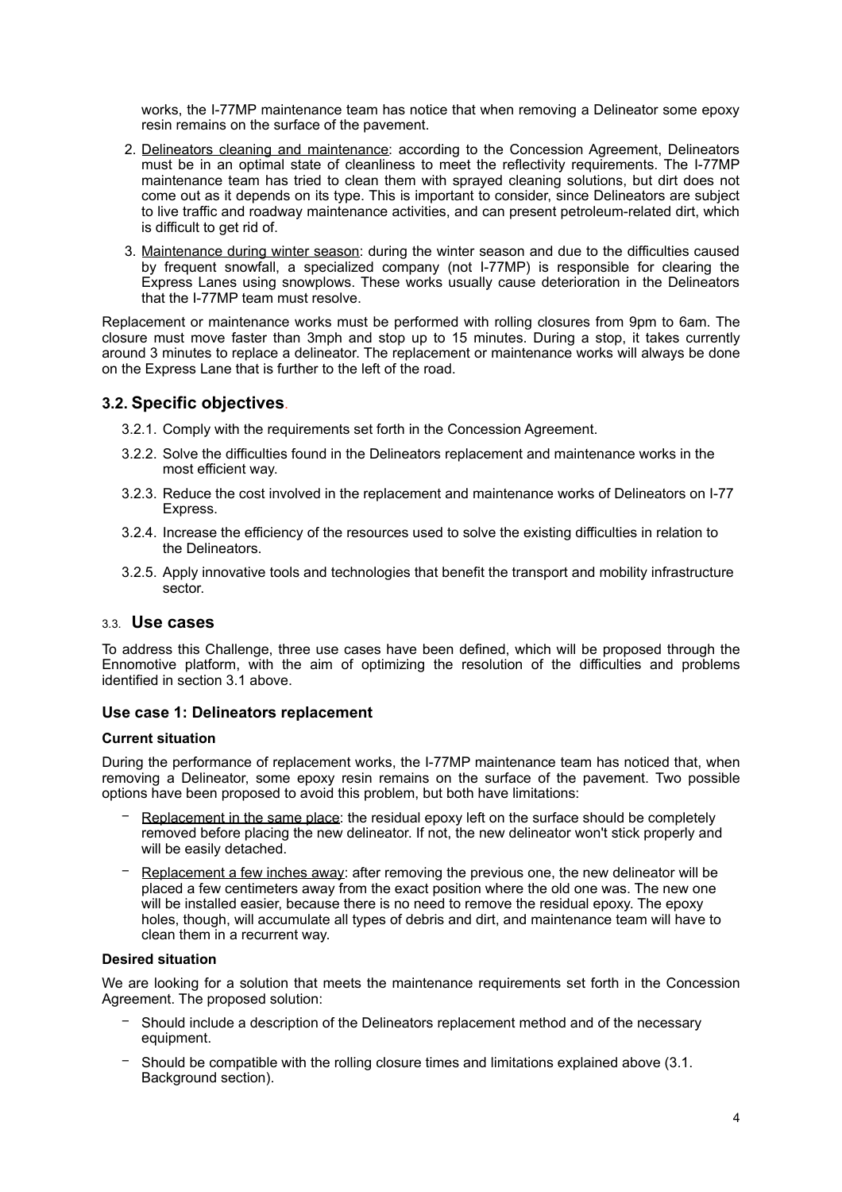works, the I-77MP maintenance team has notice that when removing a Delineator some epoxy resin remains on the surface of the pavement.

2. Delineators cleaning and maintenance: according to the Concession Agreement, Delineators must be in an optimal state of cleanliness to meet the reflectivity requirements. The I-77MP maintenance team has tried to clean them with sprayed cleaning solutions, but dirt does not come out as it depends on its type. This is important to consider, since Delineators are subject to live traffic and roadway maintenance activities, and can present petroleum-related dirt, which is difficult to get rid of.

3. Maintenance during winter season: during the winter season and due to the difficulties caused by frequent snowfall, a specialized company (not I-77MP) is responsible for clearing the Express Lanes using snowplows. These works usually cause deterioration in the Delineators that the I-77MP team must resolve.

Replacement or maintenance works must be performed with rolling closures from 9pm to 6am. The closure must move faster than 3mph and stop up to 15 minutes. During a stop, it takes currently around 3 minutes to replace a delineator. The replacement or maintenance works will always be done on the Express Lane that is further to the left of the road.

## 3.2. Specific objectives.

3.2.1. Comply with the requirements set forth in the Concession Agreement.

3.2.2. Solve the difficulties found in the Delineators replacement and maintenance works in the most efficient way.

3.2.3. Reduce the cost involved in the replacement and maintenance works of Delineators on I-77 Express.

3.2.4. Increase the efficiency of the resources used to solve the existing difficulties in relation to the Delineators.

3.2.5. Apply innovative tools and technologies that benefit the transport and mobility infrastructure sector.

## 3.3. Use cases

To address this Challenge, three use cases have been defined, which will be proposed through the Ennomotive platform, with the aim of optimizing the resolution of the difficulties and problems identified in section 3.1 above.

### Use case 1: Delineators replacement

**Current situation**

During the performance of replacement works, the I-77MP maintenance team has noticed that, when removing a Delineator, some epoxy resin remains on the surface of the pavement. Two possible options have been proposed to avoid this problem, but both have limitations:

- Replacement in the same place: the residual epoxy left on the surface should be completely removed before placing the new delineator. If not, the new delineator won't stick properly and will be easily detached.
- Replacement a few inches away: after removing the previous one, the new delineator will be placed a few centimeters away from the exact position where the old one was. The new one will be installed easier, because there is no need to remove the residual epoxy. The epoxy holes, though, will accumulate all types of debris and dirt, and maintenance team will have to clean them in a recurrent way.

**Desired situation**

We are looking for a solution that meets the maintenance requirements set forth in the Concession Agreement. The proposed solution:

- Should include a description of the Delineators replacement method and of the necessary equipment.
- Should be compatible with the rolling closure times and limitations explained above (3.1. Background section).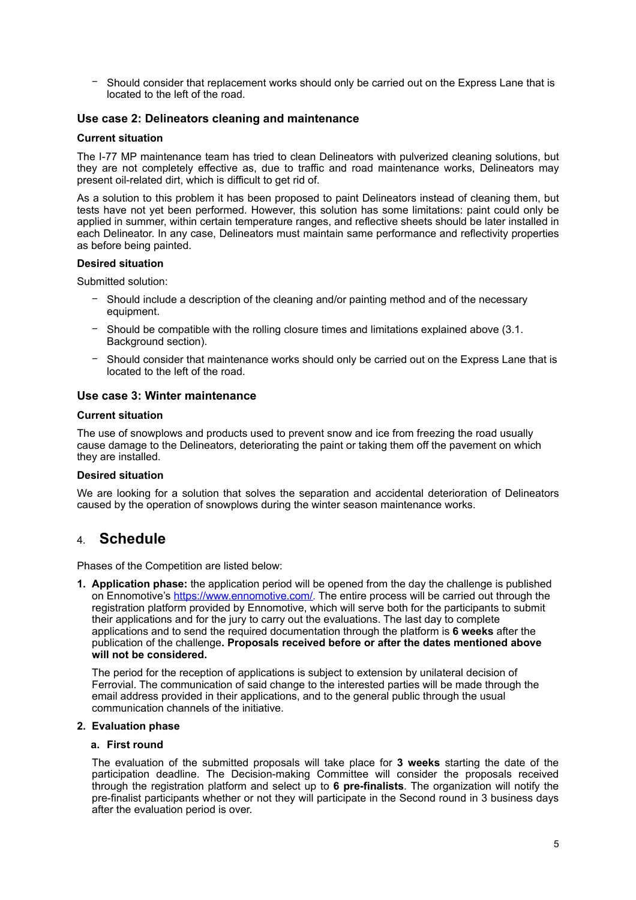- Should consider that replacement works should only be carried out on the Express Lane that is located to the left of the road.

### Use case 2: Delineators cleaning and maintenance

**Current situation**

The I-77 MP maintenance team has tried to clean Delineators with pulverized cleaning solutions, but they are not completely effective as, due to traffic and road maintenance works, Delineators may present oil-related dirt, which is difficult to get rid of.

As a solution to this problem it has been proposed to paint Delineators instead of cleaning them, but tests have not yet been performed. However, this solution has some limitations: paint could only be applied in summer, within certain temperature ranges, and reflective sheets should be later installed in each Delineator. In any case, Delineators must maintain same performance and reflectivity properties as before being painted.

**Desired situation**

Submitted solution:

- Should include a description of the cleaning and/or painting method and of the necessary equipment.
- Should be compatible with the rolling closure times and limitations explained above (3.1. Background section).
- Should consider that maintenance works should only be carried out on the Express Lane that is located to the left of the road.

### Use case 3: Winter maintenance

**Current situation**

The use of snowplows and products used to prevent snow and ice from freezing the road usually cause damage to the Delineators, deteriorating the paint or taking them off the pavement on which they are installed.

**Desired situation**

We are looking for a solution that solves the separation and accidental deterioration of Delineators caused by the operation of snowplows during the winter season maintenance works.

## 4. Schedule

Phases of the Competition are listed below:

1. **Application phase:** the application period will be opened from the day the challenge is published on Ennomotive's https://www.ennomotive.com/. The entire process will be carried out through the registration platform provided by Ennomotive, which will serve both for the participants to submit their applications and for the jury to carry out the evaluations. The last day to complete applications and to send the required documentation through the platform is **6 weeks** after the publication of the challenge**. Proposals received before or after the dates mentioned above will not be considered.**

   The period for the reception of applications is subject to extension by unilateral decision of Ferrovial. The communication of said change to the interested parties will be made through the email address provided in their applications, and to the general public through the usual communication channels of the initiative.

2. **Evaluation phase**

   a. **First round**

   The evaluation of the submitted proposals will take place for **3 weeks** starting the date of the participation deadline. The Decision-making Committee will consider the proposals received through the registration platform and select up to **6 pre-finalists**. The organization will notify the pre-finalist participants whether or not they will participate in the Second round in 3 business days after the evaluation period is over.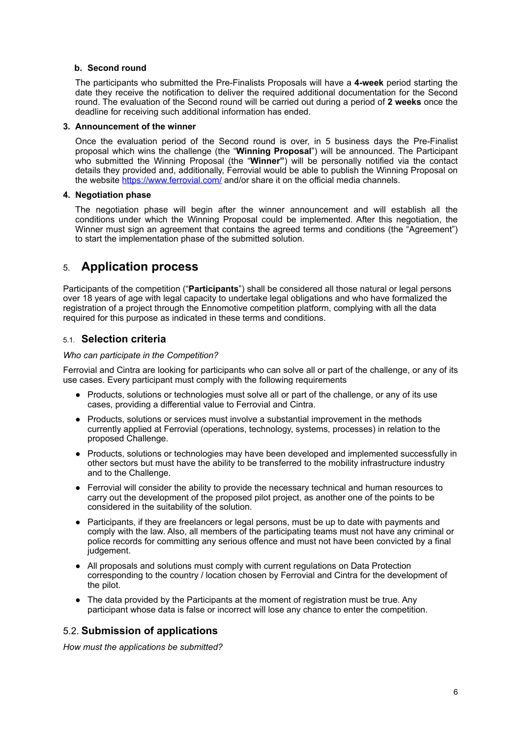**b. Second round**

The participants who submitted the Pre-Finalists Proposals will have a **4-week** period starting the date they receive the notification to deliver the required additional documentation for the Second round. The evaluation of the Second round will be carried out during a period of **2 weeks** once the deadline for receiving such additional information has ended.

**3. Announcement of the winner**

Once the evaluation period of the Second round is over, in 5 business days the Pre-Finalist proposal which wins the challenge (the "**Winning Proposal**") will be announced. The Participant who submitted the Winning Proposal (the "**Winner"**) will be personally notified via the contact details they provided and, additionally, Ferrovial would be able to publish the Winning Proposal on the website https://www.ferrovial.com/ and/or share it on the official media channels.

**4. Negotiation phase**

The negotiation phase will begin after the winner announcement and will establish all the conditions under which the Winning Proposal could be implemented. After this negotiation, the Winner must sign an agreement that contains the agreed terms and conditions (the "Agreement") to start the implementation phase of the submitted solution.

## 5. Application process

Participants of the competition ("**Participants**") shall be considered all those natural or legal persons over 18 years of age with legal capacity to undertake legal obligations and who have formalized the registration of a project through the Ennomotive competition platform, complying with all the data required for this purpose as indicated in these terms and conditions.

### 5.1. Selection criteria

*Who can participate in the Competition?*

Ferrovial and Cintra are looking for participants who can solve all or part of the challenge, or any of its use cases. Every participant must comply with the following requirements

- Products, solutions or technologies must solve all or part of the challenge, or any of its use cases, providing a differential value to Ferrovial and Cintra.
- Products, solutions or services must involve a substantial improvement in the methods currently applied at Ferrovial (operations, technology, systems, processes) in relation to the proposed Challenge.
- Products, solutions or technologies may have been developed and implemented successfully in other sectors but must have the ability to be transferred to the mobility infrastructure industry and to the Challenge.
- Ferrovial will consider the ability to provide the necessary technical and human resources to carry out the development of the proposed pilot project, as another one of the points to be considered in the suitability of the solution.
- Participants, if they are freelancers or legal persons, must be up to date with payments and comply with the law. Also, all members of the participating teams must not have any criminal or police records for committing any serious offence and must not have been convicted by a final judgement.
- All proposals and solutions must comply with current regulations on Data Protection corresponding to the country / location chosen by Ferrovial and Cintra for the development of the pilot.
- The data provided by the Participants at the moment of registration must be true. Any participant whose data is false or incorrect will lose any chance to enter the competition.

### 5.2. Submission of applications

*How must the applications be submitted?*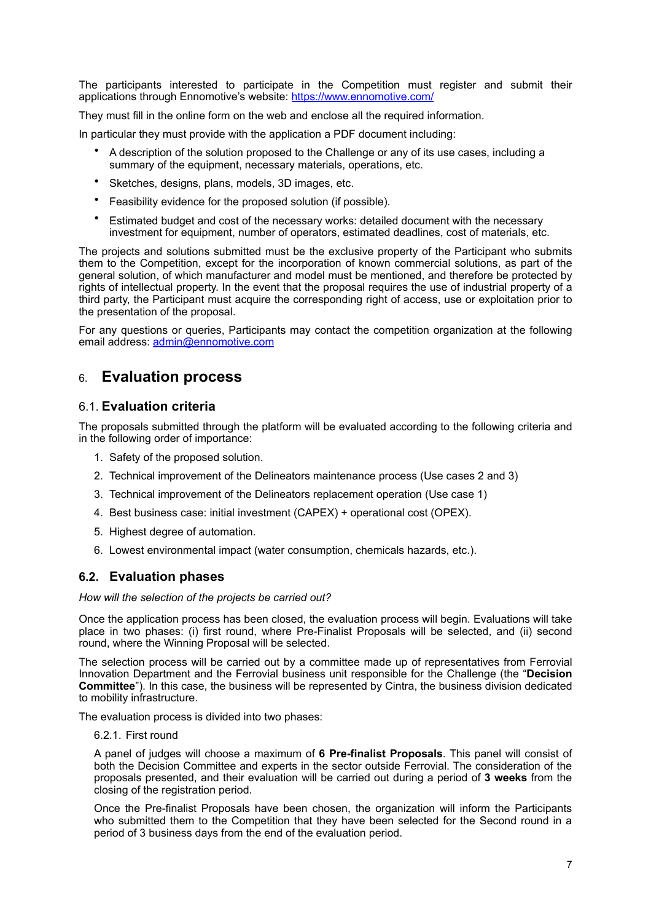The participants interested to participate in the Competition must register and submit their applications through Ennomotive's website: https://www.ennomotive.com/

They must fill in the online form on the web and enclose all the required information.

In particular they must provide with the application a PDF document including:

- A description of the solution proposed to the Challenge or any of its use cases, including a summary of the equipment, necessary materials, operations, etc.
- Sketches, designs, plans, models, 3D images, etc.
- Feasibility evidence for the proposed solution (if possible).
- Estimated budget and cost of the necessary works: detailed document with the necessary investment for equipment, number of operators, estimated deadlines, cost of materials, etc.

The projects and solutions submitted must be the exclusive property of the Participant who submits them to the Competition, except for the incorporation of known commercial solutions, as part of the general solution, of which manufacturer and model must be mentioned, and therefore be protected by rights of intellectual property. In the event that the proposal requires the use of industrial property of a third party, the Participant must acquire the corresponding right of access, use or exploitation prior to the presentation of the proposal.

For any questions or queries, Participants may contact the competition organization at the following email address: admin@ennomotive.com

# 6. Evaluation process

## 6.1. Evaluation criteria

The proposals submitted through the platform will be evaluated according to the following criteria and in the following order of importance:

1. Safety of the proposed solution.
2. Technical improvement of the Delineators maintenance process (Use cases 2 and 3)
3. Technical improvement of the Delineators replacement operation (Use case 1)
4. Best business case: initial investment (CAPEX) + operational cost (OPEX).
5. Highest degree of automation.
6. Lowest environmental impact (water consumption, chemicals hazards, etc.).

## 6.2. Evaluation phases

*How will the selection of the projects be carried out?*

Once the application process has been closed, the evaluation process will begin. Evaluations will take place in two phases: (i) first round, where Pre-Finalist Proposals will be selected, and (ii) second round, where the Winning Proposal will be selected.

The selection process will be carried out by a committee made up of representatives from Ferrovial Innovation Department and the Ferrovial business unit responsible for the Challenge (the "**Decision Committee**"). In this case, the business will be represented by Cintra, the business division dedicated to mobility infrastructure.

The evaluation process is divided into two phases:

### 6.2.1. First round

A panel of judges will choose a maximum of **6 Pre-finalist Proposals**. This panel will consist of both the Decision Committee and experts in the sector outside Ferrovial. The consideration of the proposals presented, and their evaluation will be carried out during a period of **3 weeks** from the closing of the registration period.

Once the Pre-finalist Proposals have been chosen, the organization will inform the Participants who submitted them to the Competition that they have been selected for the Second round in a period of 3 business days from the end of the evaluation period.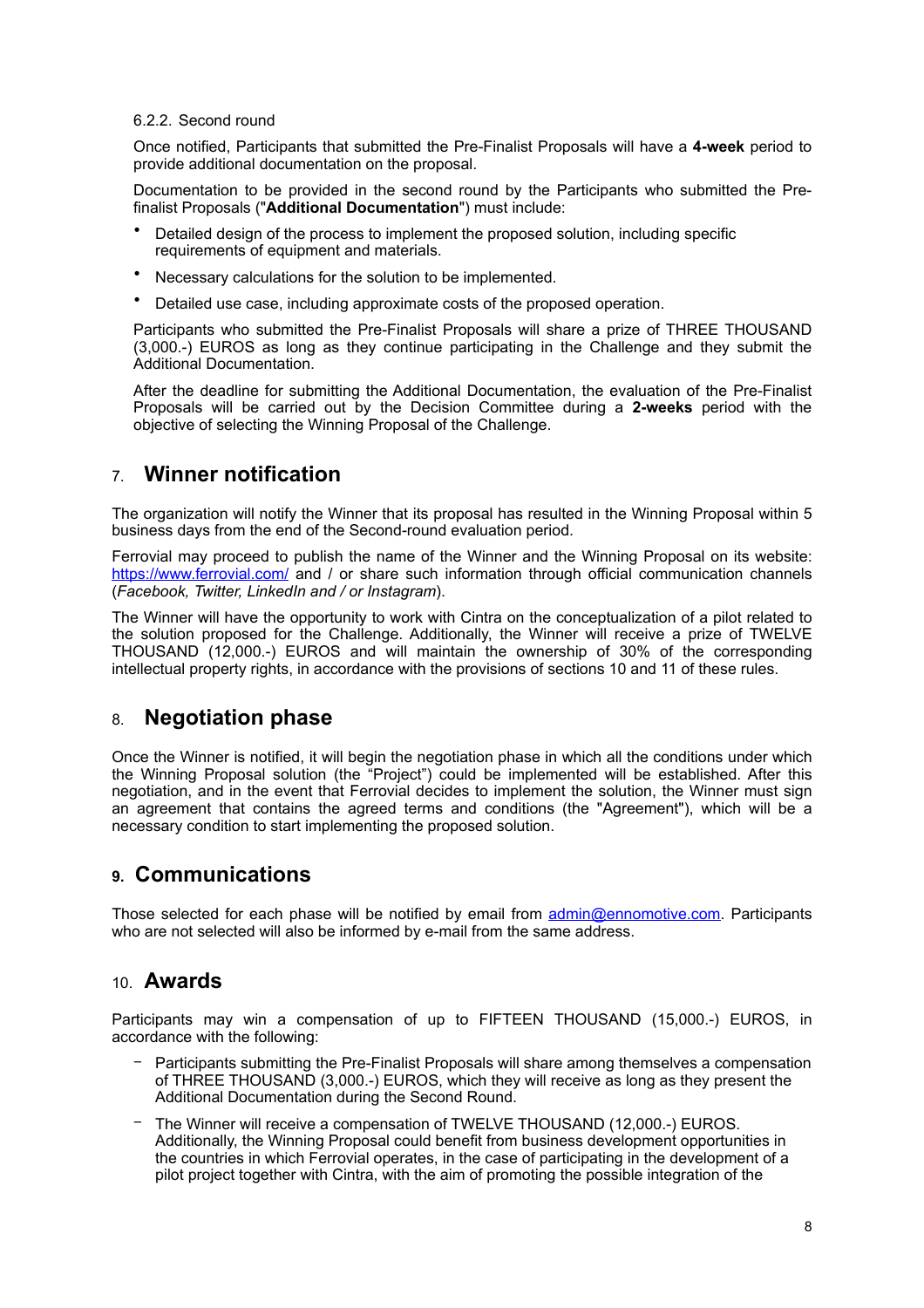6.2.2. Second round

Once notified, Participants that submitted the Pre-Finalist Proposals will have a **4-week** period to provide additional documentation on the proposal.

Documentation to be provided in the second round by the Participants who submitted the Pre-finalist Proposals ("**Additional Documentation**") must include:

- Detailed design of the process to implement the proposed solution, including specific requirements of equipment and materials.
- Necessary calculations for the solution to be implemented.
- Detailed use case, including approximate costs of the proposed operation.

Participants who submitted the Pre-Finalist Proposals will share a prize of THREE THOUSAND (3,000.-) EUROS as long as they continue participating in the Challenge and they submit the Additional Documentation.

After the deadline for submitting the Additional Documentation, the evaluation of the Pre-Finalist Proposals will be carried out by the Decision Committee during a **2-weeks** period with the objective of selecting the Winning Proposal of the Challenge.

## 7. Winner notification

The organization will notify the Winner that its proposal has resulted in the Winning Proposal within 5 business days from the end of the Second-round evaluation period.

Ferrovial may proceed to publish the name of the Winner and the Winning Proposal on its website: https://www.ferrovial.com/ and / or share such information through official communication channels (*Facebook, Twitter, LinkedIn and / or Instagram*).

The Winner will have the opportunity to work with Cintra on the conceptualization of a pilot related to the solution proposed for the Challenge. Additionally, the Winner will receive a prize of TWELVE THOUSAND (12,000.-) EUROS and will maintain the ownership of 30% of the corresponding intellectual property rights, in accordance with the provisions of sections 10 and 11 of these rules.

## 8. Negotiation phase

Once the Winner is notified, it will begin the negotiation phase in which all the conditions under which the Winning Proposal solution (the "Project") could be implemented will be established. After this negotiation, and in the event that Ferrovial decides to implement the solution, the Winner must sign an agreement that contains the agreed terms and conditions (the "Agreement"), which will be a necessary condition to start implementing the proposed solution.

## 9. Communications

Those selected for each phase will be notified by email from admin@ennomotive.com. Participants who are not selected will also be informed by e-mail from the same address.

## 10. Awards

Participants may win a compensation of up to FIFTEEN THOUSAND (15,000.-) EUROS, in accordance with the following:

- Participants submitting the Pre-Finalist Proposals will share among themselves a compensation of THREE THOUSAND (3,000.-) EUROS, which they will receive as long as they present the Additional Documentation during the Second Round.
- The Winner will receive a compensation of TWELVE THOUSAND (12,000.-) EUROS. Additionally, the Winning Proposal could benefit from business development opportunities in the countries in which Ferrovial operates, in the case of participating in the development of a pilot project together with Cintra, with the aim of promoting the possible integration of the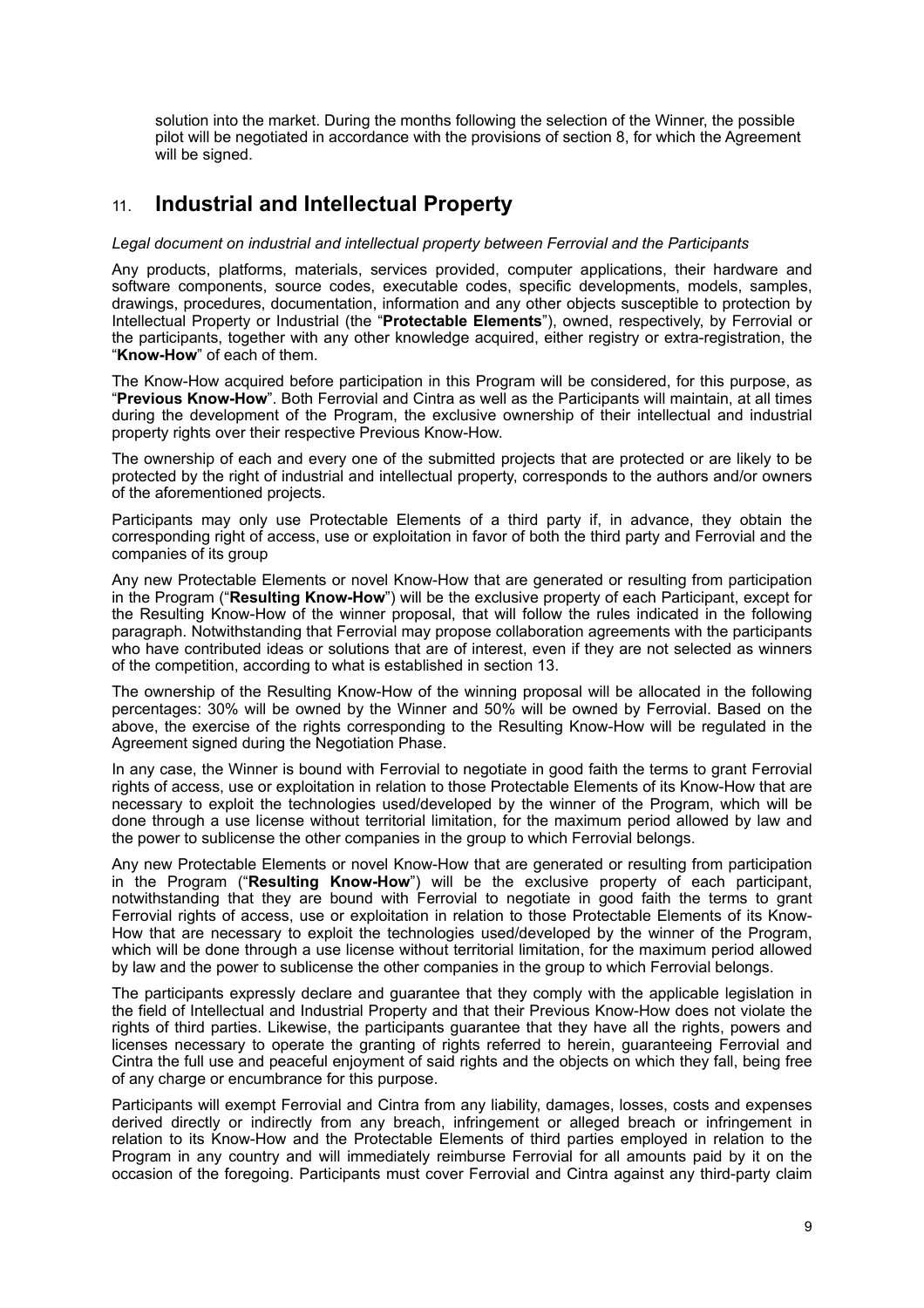solution into the market. During the months following the selection of the Winner, the possible pilot will be negotiated in accordance with the provisions of section 8, for which the Agreement will be signed.

## 11. Industrial and Intellectual Property

*Legal document on industrial and intellectual property between Ferrovial and the Participants*

Any products, platforms, materials, services provided, computer applications, their hardware and software components, source codes, executable codes, specific developments, models, samples, drawings, procedures, documentation, information and any other objects susceptible to protection by Intellectual Property or Industrial (the "**Protectable Elements**"), owned, respectively, by Ferrovial or the participants, together with any other knowledge acquired, either registry or extra-registration, the "**Know-How**" of each of them.

The Know-How acquired before participation in this Program will be considered, for this purpose, as "**Previous Know-How**". Both Ferrovial and Cintra as well as the Participants will maintain, at all times during the development of the Program, the exclusive ownership of their intellectual and industrial property rights over their respective Previous Know-How.

The ownership of each and every one of the submitted projects that are protected or are likely to be protected by the right of industrial and intellectual property, corresponds to the authors and/or owners of the aforementioned projects.

Participants may only use Protectable Elements of a third party if, in advance, they obtain the corresponding right of access, use or exploitation in favor of both the third party and Ferrovial and the companies of its group

Any new Protectable Elements or novel Know-How that are generated or resulting from participation in the Program ("**Resulting Know-How**") will be the exclusive property of each Participant, except for the Resulting Know-How of the winner proposal, that will follow the rules indicated in the following paragraph. Notwithstanding that Ferrovial may propose collaboration agreements with the participants who have contributed ideas or solutions that are of interest, even if they are not selected as winners of the competition, according to what is established in section 13.

The ownership of the Resulting Know-How of the winning proposal will be allocated in the following percentages: 30% will be owned by the Winner and 50% will be owned by Ferrovial. Based on the above, the exercise of the rights corresponding to the Resulting Know-How will be regulated in the Agreement signed during the Negotiation Phase.

In any case, the Winner is bound with Ferrovial to negotiate in good faith the terms to grant Ferrovial rights of access, use or exploitation in relation to those Protectable Elements of its Know-How that are necessary to exploit the technologies used/developed by the winner of the Program, which will be done through a use license without territorial limitation, for the maximum period allowed by law and the power to sublicense the other companies in the group to which Ferrovial belongs.

Any new Protectable Elements or novel Know-How that are generated or resulting from participation in the Program ("**Resulting Know-How**") will be the exclusive property of each participant, notwithstanding that they are bound with Ferrovial to negotiate in good faith the terms to grant Ferrovial rights of access, use or exploitation in relation to those Protectable Elements of its Know-How that are necessary to exploit the technologies used/developed by the winner of the Program, which will be done through a use license without territorial limitation, for the maximum period allowed by law and the power to sublicense the other companies in the group to which Ferrovial belongs.

The participants expressly declare and guarantee that they comply with the applicable legislation in the field of Intellectual and Industrial Property and that their Previous Know-How does not violate the rights of third parties. Likewise, the participants guarantee that they have all the rights, powers and licenses necessary to operate the granting of rights referred to herein, guaranteeing Ferrovial and Cintra the full use and peaceful enjoyment of said rights and the objects on which they fall, being free of any charge or encumbrance for this purpose.

Participants will exempt Ferrovial and Cintra from any liability, damages, losses, costs and expenses derived directly or indirectly from any breach, infringement or alleged breach or infringement in relation to its Know-How and the Protectable Elements of third parties employed in relation to the Program in any country and will immediately reimburse Ferrovial for all amounts paid by it on the occasion of the foregoing. Participants must cover Ferrovial and Cintra against any third-party claim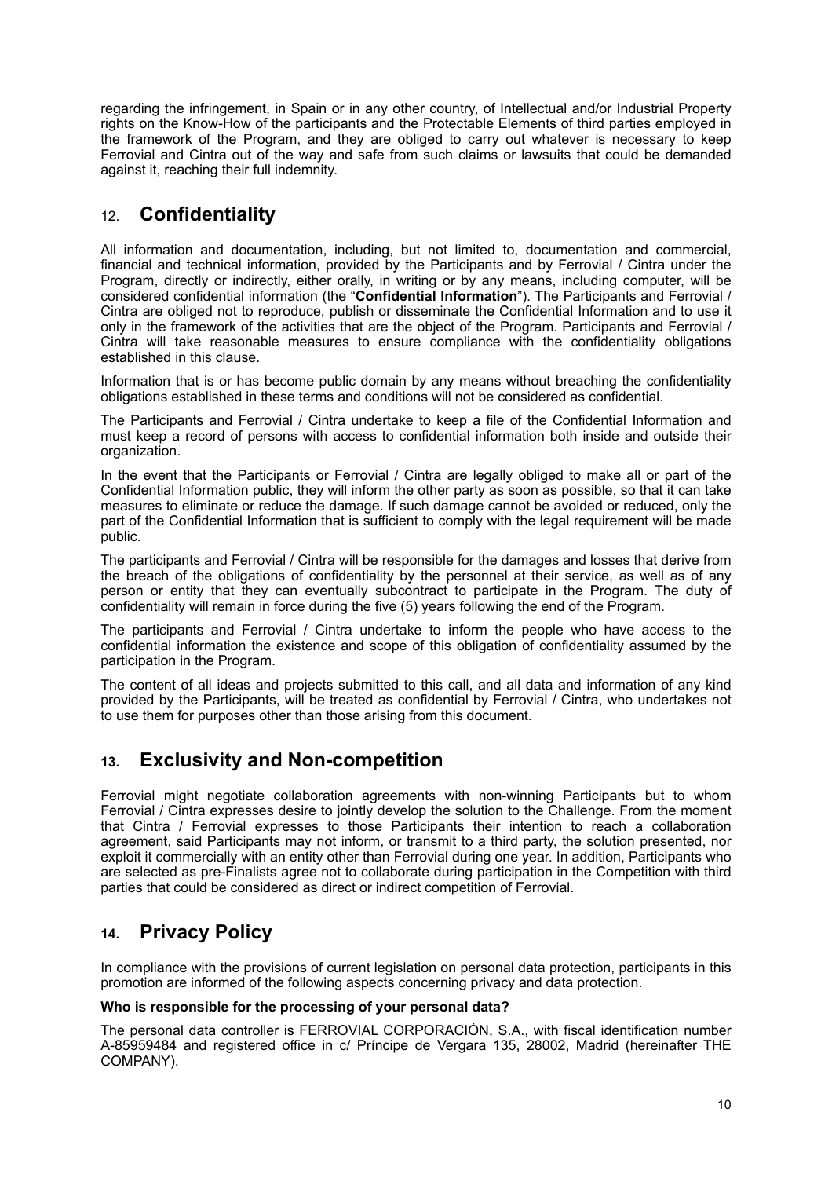regarding the infringement, in Spain or in any other country, of Intellectual and/or Industrial Property rights on the Know-How of the participants and the Protectable Elements of third parties employed in the framework of the Program, and they are obliged to carry out whatever is necessary to keep Ferrovial and Cintra out of the way and safe from such claims or lawsuits that could be demanded against it, reaching their full indemnity.

## 12. Confidentiality

All information and documentation, including, but not limited to, documentation and commercial, financial and technical information, provided by the Participants and by Ferrovial / Cintra under the Program, directly or indirectly, either orally, in writing or by any means, including computer, will be considered confidential information (the "**Confidential Information**"). The Participants and Ferrovial / Cintra are obliged not to reproduce, publish or disseminate the Confidential Information and to use it only in the framework of the activities that are the object of the Program. Participants and Ferrovial / Cintra will take reasonable measures to ensure compliance with the confidentiality obligations established in this clause.

Information that is or has become public domain by any means without breaching the confidentiality obligations established in these terms and conditions will not be considered as confidential.

The Participants and Ferrovial / Cintra undertake to keep a file of the Confidential Information and must keep a record of persons with access to confidential information both inside and outside their organization.

In the event that the Participants or Ferrovial / Cintra are legally obliged to make all or part of the Confidential Information public, they will inform the other party as soon as possible, so that it can take measures to eliminate or reduce the damage. If such damage cannot be avoided or reduced, only the part of the Confidential Information that is sufficient to comply with the legal requirement will be made public.

The participants and Ferrovial / Cintra will be responsible for the damages and losses that derive from the breach of the obligations of confidentiality by the personnel at their service, as well as of any person or entity that they can eventually subcontract to participate in the Program. The duty of confidentiality will remain in force during the five (5) years following the end of the Program.

The participants and Ferrovial / Cintra undertake to inform the people who have access to the confidential information the existence and scope of this obligation of confidentiality assumed by the participation in the Program.

The content of all ideas and projects submitted to this call, and all data and information of any kind provided by the Participants, will be treated as confidential by Ferrovial / Cintra, who undertakes not to use them for purposes other than those arising from this document.

## 13. Exclusivity and Non-competition

Ferrovial might negotiate collaboration agreements with non-winning Participants but to whom Ferrovial / Cintra expresses desire to jointly develop the solution to the Challenge. From the moment that Cintra / Ferrovial expresses to those Participants their intention to reach a collaboration agreement, said Participants may not inform, or transmit to a third party, the solution presented, nor exploit it commercially with an entity other than Ferrovial during one year. In addition, Participants who are selected as pre-Finalists agree not to collaborate during participation in the Competition with third parties that could be considered as direct or indirect competition of Ferrovial.

## 14. Privacy Policy

In compliance with the provisions of current legislation on personal data protection, participants in this promotion are informed of the following aspects concerning privacy and data protection.

**Who is responsible for the processing of your personal data?**

The personal data controller is FERROVIAL CORPORACIÓN, S.A., with fiscal identification number A-85959484 and registered office in c/ Príncipe de Vergara 135, 28002, Madrid (hereinafter THE COMPANY).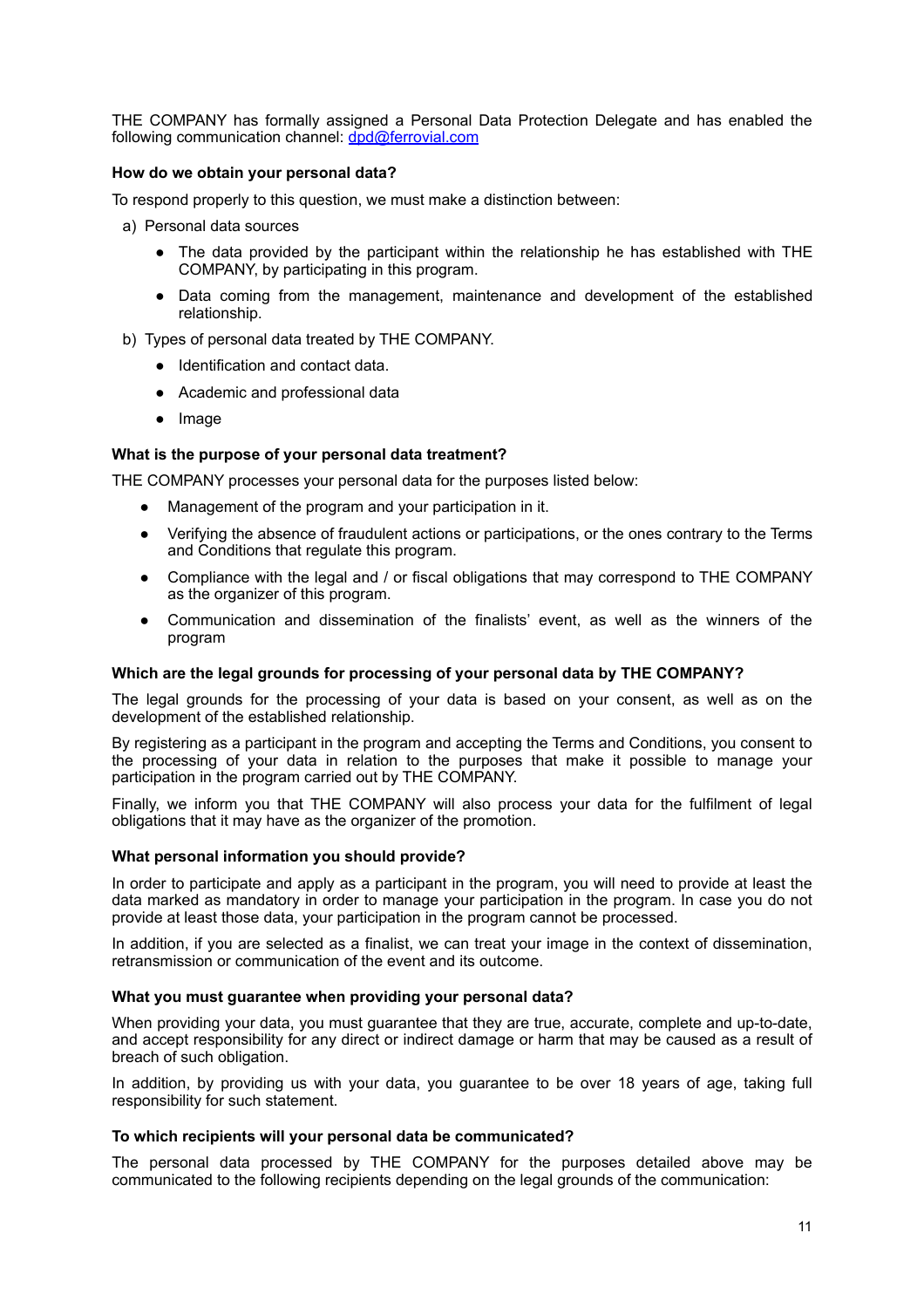THE COMPANY has formally assigned a Personal Data Protection Delegate and has enabled the following communication channel: dpd@ferrovial.com

**How do we obtain your personal data?**

To respond properly to this question, we must make a distinction between:

a) Personal data sources
   - The data provided by the participant within the relationship he has established with THE COMPANY, by participating in this program.
   - Data coming from the management, maintenance and development of the established relationship.

b) Types of personal data treated by THE COMPANY.
   - Identification and contact data.
   - Academic and professional data
   - Image

**What is the purpose of your personal data treatment?**

THE COMPANY processes your personal data for the purposes listed below:

- Management of the program and your participation in it.
- Verifying the absence of fraudulent actions or participations, or the ones contrary to the Terms and Conditions that regulate this program.
- Compliance with the legal and / or fiscal obligations that may correspond to THE COMPANY as the organizer of this program.
- Communication and dissemination of the finalists' event, as well as the winners of the program

**Which are the legal grounds for processing of your personal data by THE COMPANY?**

The legal grounds for the processing of your data is based on your consent, as well as on the development of the established relationship.

By registering as a participant in the program and accepting the Terms and Conditions, you consent to the processing of your data in relation to the purposes that make it possible to manage your participation in the program carried out by THE COMPANY.

Finally, we inform you that THE COMPANY will also process your data for the fulfilment of legal obligations that it may have as the organizer of the promotion.

**What personal information you should provide?**

In order to participate and apply as a participant in the program, you will need to provide at least the data marked as mandatory in order to manage your participation in the program. In case you do not provide at least those data, your participation in the program cannot be processed.

In addition, if you are selected as a finalist, we can treat your image in the context of dissemination, retransmission or communication of the event and its outcome.

**What you must guarantee when providing your personal data?**

When providing your data, you must guarantee that they are true, accurate, complete and up-to-date, and accept responsibility for any direct or indirect damage or harm that may be caused as a result of breach of such obligation.

In addition, by providing us with your data, you guarantee to be over 18 years of age, taking full responsibility for such statement.

**To which recipients will your personal data be communicated?**

The personal data processed by THE COMPANY for the purposes detailed above may be communicated to the following recipients depending on the legal grounds of the communication: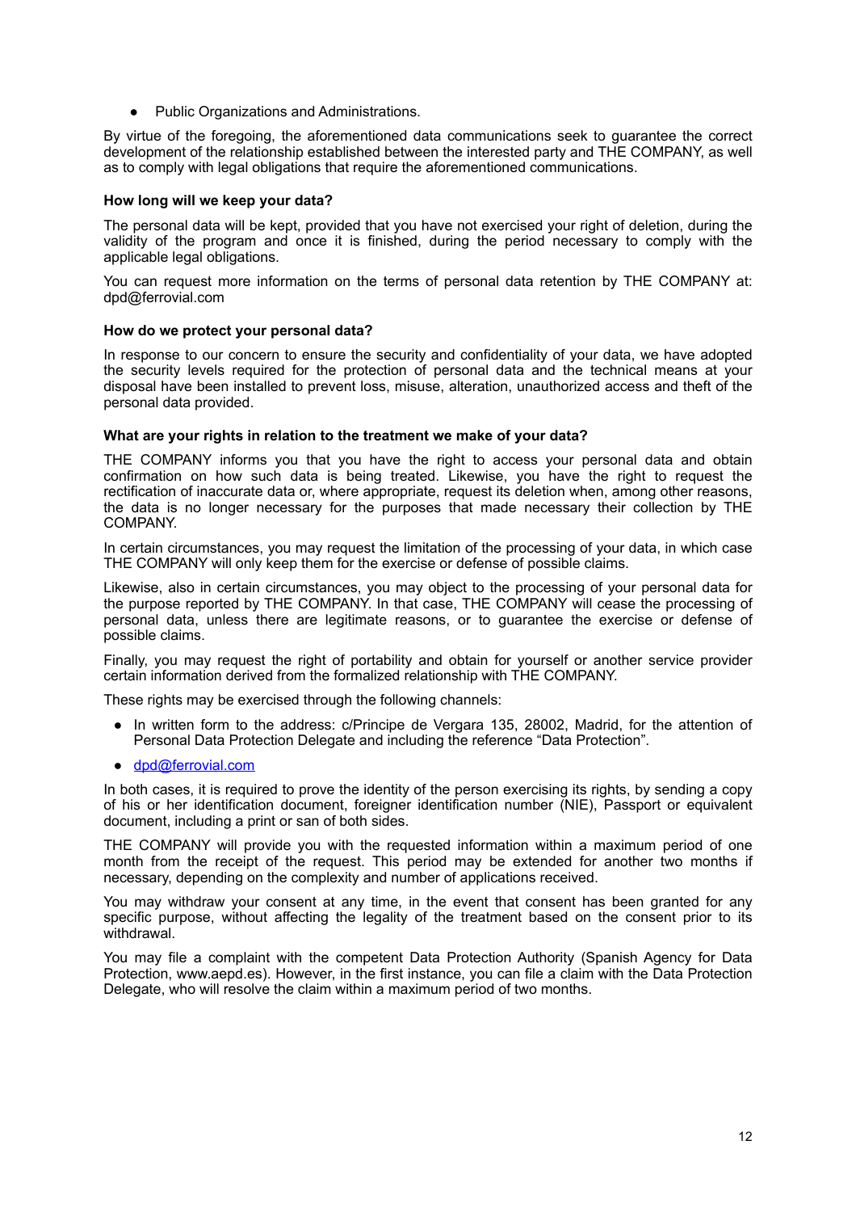- Public Organizations and Administrations.

By virtue of the foregoing, the aforementioned data communications seek to guarantee the correct development of the relationship established between the interested party and THE COMPANY, as well as to comply with legal obligations that require the aforementioned communications.

**How long will we keep your data?**

The personal data will be kept, provided that you have not exercised your right of deletion, during the validity of the program and once it is finished, during the period necessary to comply with the applicable legal obligations.

You can request more information on the terms of personal data retention by THE COMPANY at: dpd@ferrovial.com

**How do we protect your personal data?**

In response to our concern to ensure the security and confidentiality of your data, we have adopted the security levels required for the protection of personal data and the technical means at your disposal have been installed to prevent loss, misuse, alteration, unauthorized access and theft of the personal data provided.

**What are your rights in relation to the treatment we make of your data?**

THE COMPANY informs you that you have the right to access your personal data and obtain confirmation on how such data is being treated. Likewise, you have the right to request the rectification of inaccurate data or, where appropriate, request its deletion when, among other reasons, the data is no longer necessary for the purposes that made necessary their collection by THE COMPANY.

In certain circumstances, you may request the limitation of the processing of your data, in which case THE COMPANY will only keep them for the exercise or defense of possible claims.

Likewise, also in certain circumstances, you may object to the processing of your personal data for the purpose reported by THE COMPANY. In that case, THE COMPANY will cease the processing of personal data, unless there are legitimate reasons, or to guarantee the exercise or defense of possible claims.

Finally, you may request the right of portability and obtain for yourself or another service provider certain information derived from the formalized relationship with THE COMPANY.

These rights may be exercised through the following channels:

- In written form to the address: c/Principe de Vergara 135, 28002, Madrid, for the attention of Personal Data Protection Delegate and including the reference "Data Protection".
- dpd@ferrovial.com

In both cases, it is required to prove the identity of the person exercising its rights, by sending a copy of his or her identification document, foreigner identification number (NIE), Passport or equivalent document, including a print or san of both sides.

THE COMPANY will provide you with the requested information within a maximum period of one month from the receipt of the request. This period may be extended for another two months if necessary, depending on the complexity and number of applications received.

You may withdraw your consent at any time, in the event that consent has been granted for any specific purpose, without affecting the legality of the treatment based on the consent prior to its withdrawal.

You may file a complaint with the competent Data Protection Authority (Spanish Agency for Data Protection, www.aepd.es). However, in the first instance, you can file a claim with the Data Protection Delegate, who will resolve the claim within a maximum period of two months.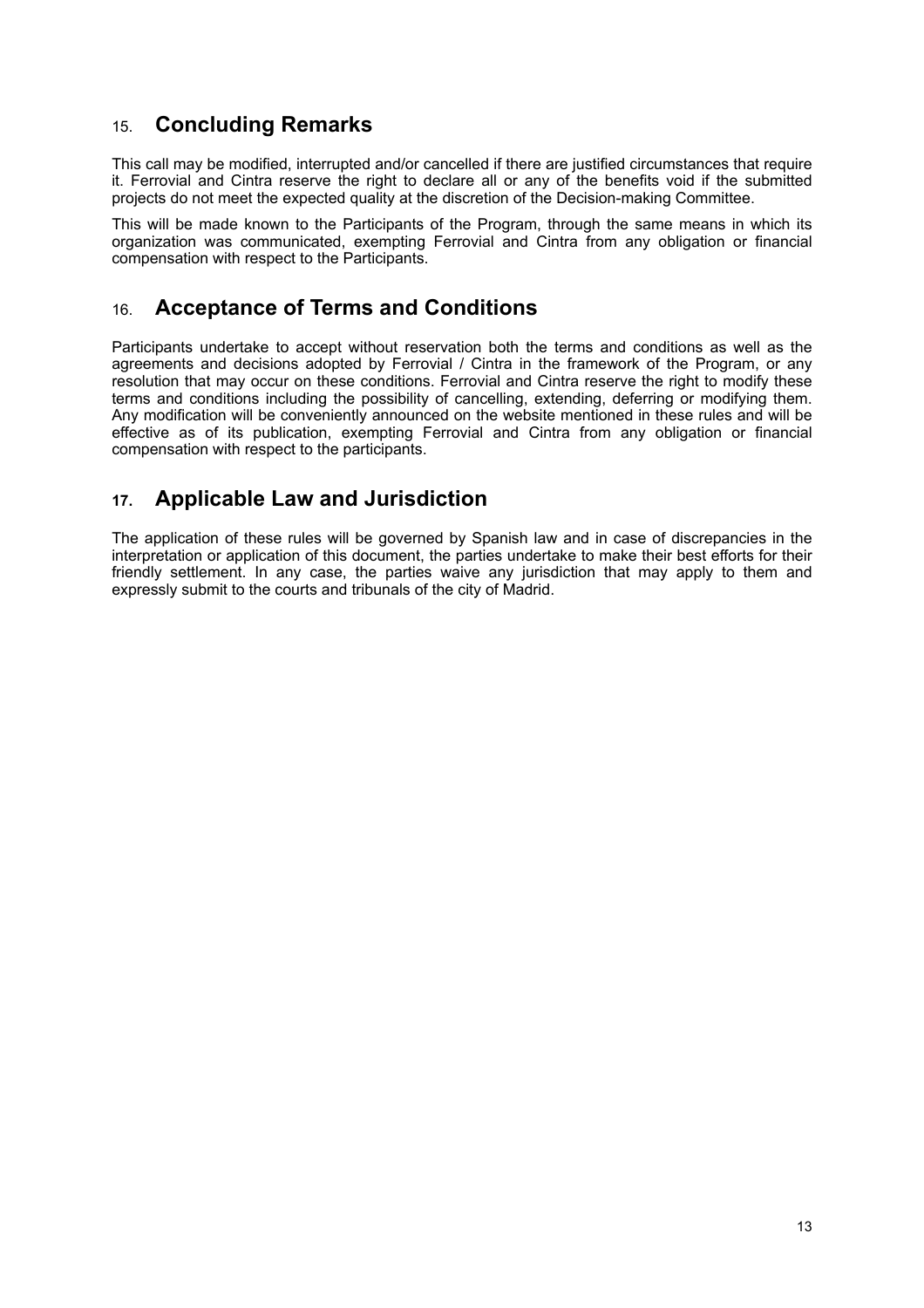## 15. Concluding Remarks

This call may be modified, interrupted and/or cancelled if there are justified circumstances that require it. Ferrovial and Cintra reserve the right to declare all or any of the benefits void if the submitted projects do not meet the expected quality at the discretion of the Decision-making Committee.

This will be made known to the Participants of the Program, through the same means in which its organization was communicated, exempting Ferrovial and Cintra from any obligation or financial compensation with respect to the Participants.

## 16. Acceptance of Terms and Conditions

Participants undertake to accept without reservation both the terms and conditions as well as the agreements and decisions adopted by Ferrovial / Cintra in the framework of the Program, or any resolution that may occur on these conditions. Ferrovial and Cintra reserve the right to modify these terms and conditions including the possibility of cancelling, extending, deferring or modifying them. Any modification will be conveniently announced on the website mentioned in these rules and will be effective as of its publication, exempting Ferrovial and Cintra from any obligation or financial compensation with respect to the participants.

## 17. Applicable Law and Jurisdiction

The application of these rules will be governed by Spanish law and in case of discrepancies in the interpretation or application of this document, the parties undertake to make their best efforts for their friendly settlement. In any case, the parties waive any jurisdiction that may apply to them and expressly submit to the courts and tribunals of the city of Madrid.